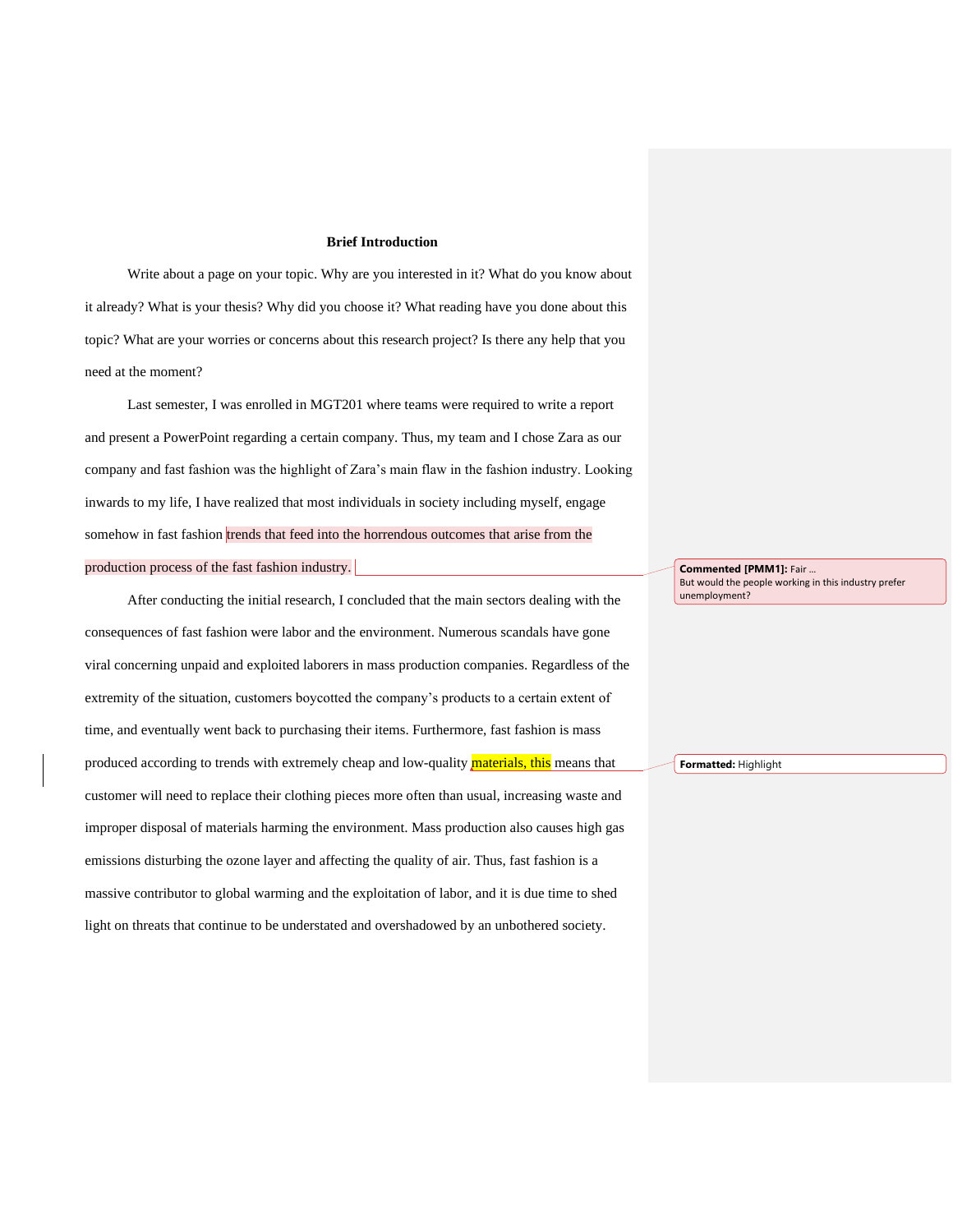**Brief Introduction**

Write about a page on your topic. Why are you interested in it? What do you know about it already? What is your thesis? Why did you choose it? What reading have you done about this topic? What are your worries or concerns about this research project? Is there any help that you need at the moment?

Last semester, I was enrolled in MGT201 where teams were required to write a report and present a PowerPoint regarding a certain company. Thus, my team and I chose Zara as our company and fast fashion was the highlight of Zara's main flaw in the fashion industry. Looking inwards to my life, I have realized that most individuals in society including myself, engage somehow in fast fashion trends that feed into the horrendous outcomes that arise from the production process of the fast fashion industry.

After conducting the initial research, I concluded that the main sectors dealing with the consequences of fast fashion were labor and the environment. Numerous scandals have gone viral concerning unpaid and exploited laborers in mass production companies. Regardless of the extremity of the situation, customers boycotted the company's products to a certain extent of time, and eventually went back to purchasing their items. Furthermore, fast fashion is mass produced according to trends with extremely cheap and low-quality materials, this means that customer will need to replace their clothing pieces more often than usual, increasing waste and improper disposal of materials harming the environment. Mass production also causes high gas emissions disturbing the ozone layer and affecting the quality of air. Thus, fast fashion is a massive contributor to global warming and the exploitation of labor, and it is due time to shed light on threats that continue to be understated and overshadowed by an unbothered society.

**Commented [PMM1]:** Fair …
But would the people working in this industry prefer unemployment?

**Formatted:** Highlight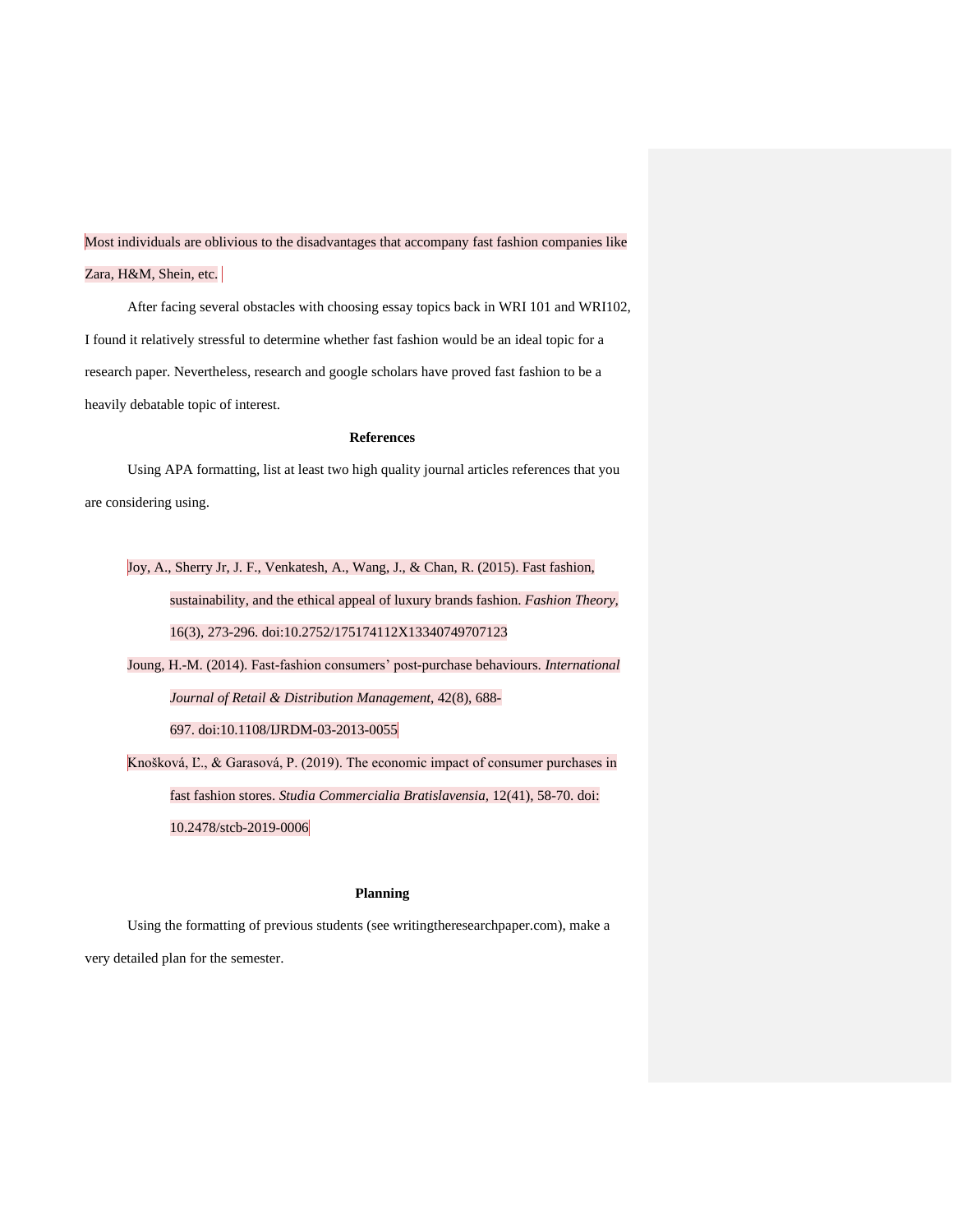Most individuals are oblivious to the disadvantages that accompany fast fashion companies like Zara, H&M, Shein, etc.

After facing several obstacles with choosing essay topics back in WRI 101 and WRI102, I found it relatively stressful to determine whether fast fashion would be an ideal topic for a research paper. Nevertheless, research and google scholars have proved fast fashion to be a heavily debatable topic of interest.

## References

Using APA formatting, list at least two high quality journal articles references that you are considering using.

Joy, A., Sherry Jr, J. F., Venkatesh, A., Wang, J., & Chan, R. (2015). Fast fashion, sustainability, and the ethical appeal of luxury brands fashion. *Fashion Theory*, 16(3), 273-296. doi:10.2752/175174112X13340749707123

Joung, H.-M. (2014). Fast-fashion consumers' post-purchase behaviours. *International Journal of Retail & Distribution Management*, 42(8), 688-697. doi:10.1108/IJRDM-03-2013-0055

Knošková, Ľ., & Garasová, P. (2019). The economic impact of consumer purchases in fast fashion stores. *Studia Commercialia Bratislavensia*, 12(41), 58-70. doi: 10.2478/stcb-2019-0006

## Planning

Using the formatting of previous students (see writingtheresearchpaper.com), make a very detailed plan for the semester.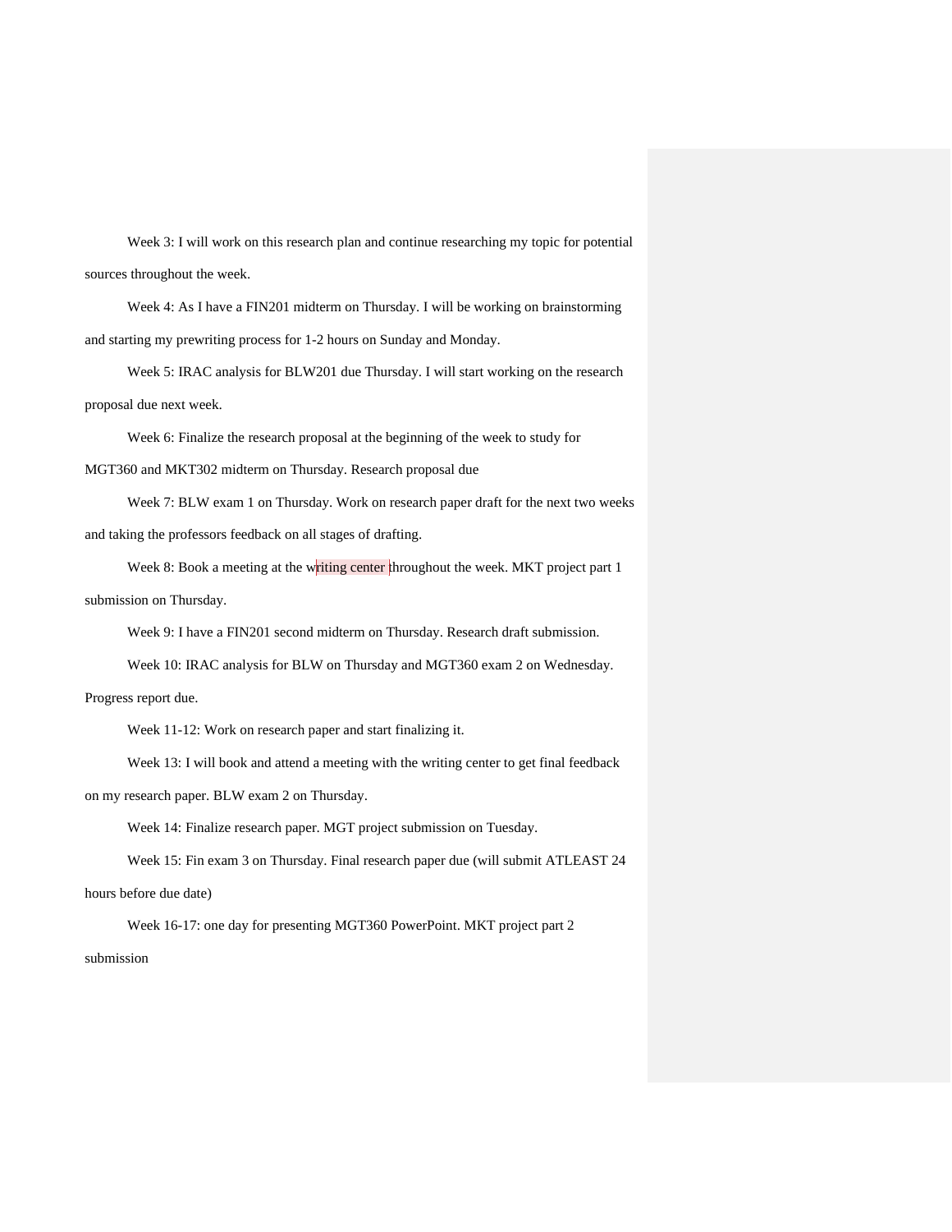Week 3: I will work on this research plan and continue researching my topic for potential sources throughout the week.

Week 4: As I have a FIN201 midterm on Thursday. I will be working on brainstorming and starting my prewriting process for 1-2 hours on Sunday and Monday.

Week 5: IRAC analysis for BLW201 due Thursday. I will start working on the research proposal due next week.

Week 6: Finalize the research proposal at the beginning of the week to study for MGT360 and MKT302 midterm on Thursday. Research proposal due

Week 7: BLW exam 1 on Thursday. Work on research paper draft for the next two weeks and taking the professors feedback on all stages of drafting.

Week 8: Book a meeting at the writing center throughout the week. MKT project part 1 submission on Thursday.

Week 9: I have a FIN201 second midterm on Thursday. Research draft submission.

Week 10: IRAC analysis for BLW on Thursday and MGT360 exam 2 on Wednesday. Progress report due.

Week 11-12: Work on research paper and start finalizing it.

Week 13: I will book and attend a meeting with the writing center to get final feedback on my research paper. BLW exam 2 on Thursday.

Week 14: Finalize research paper. MGT project submission on Tuesday.

Week 15: Fin exam 3 on Thursday. Final research paper due (will submit ATLEAST 24 hours before due date)

Week 16-17: one day for presenting MGT360 PowerPoint. MKT project part 2 submission